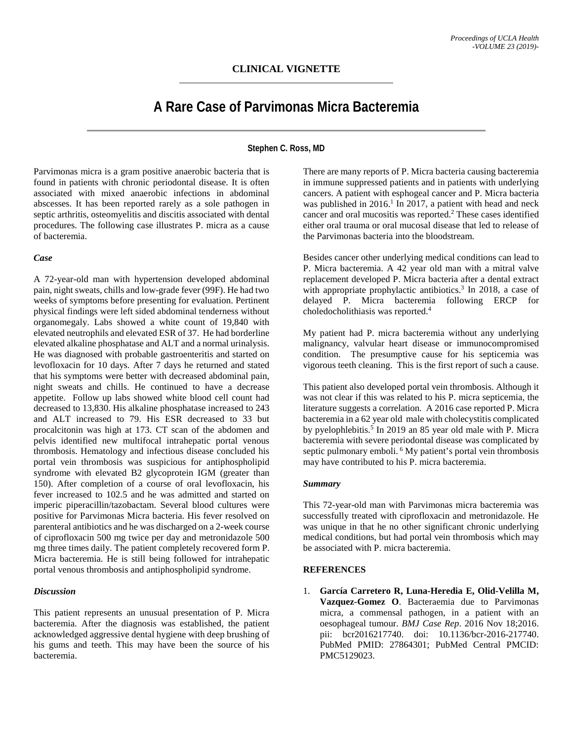## CLINICAL VIGNETTE

# A Rare Case of Parvimonas Micra Bacteremia

**Stephen C. Ross, MD**

Parvimonas micra is a gram positive anaerobic bacteria that is found in patients with chronic periodontal disease. It is often associated with mixed anaerobic infections in abdominal abscesses. It has been reported rarely as a sole pathogen in septic arthritis, osteomyelitis and discitis associated with dental procedures. The following case illustrates P. micra as a cause of bacteremia.

### *Case*

A 72-year-old man with hypertension developed abdominal pain, night sweats, chills and low-grade fever (99F). He had two weeks of symptoms before presenting for evaluation. Pertinent physical findings were left sided abdominal tenderness without organomegaly. Labs showed a white count of 19,840 with elevated neutrophils and elevated ESR of 37. He had borderline elevated alkaline phosphatase and ALT and a normal urinalysis. He was diagnosed with probable gastroenteritis and started on levofloxacin for 10 days. After 7 days he returned and stated that his symptoms were better with decreased abdominal pain, night sweats and chills. He continued to have a decrease appetite. Follow up labs showed white blood cell count had decreased to 13,830. His alkaline phosphatase increased to 243 and ALT increased to 79. His ESR decreased to 33 but procalcitonin was high at 173. CT scan of the abdomen and pelvis identified new multifocal intrahepatic portal venous thrombosis. Hematology and infectious disease concluded his portal vein thrombosis was suspicious for antiphospholipid syndrome with elevated B2 glycoprotein IGM (greater than 150). After completion of a course of oral levofloxacin, his fever increased to 102.5 and he was admitted and started on imperic piperacillin/tazobactam. Several blood cultures were positive for Parvimonas Micra bacteria. His fever resolved on parenteral antibiotics and he was discharged on a 2-week course of ciprofloxacin 500 mg twice per day and metronidazole 500 mg three times daily. The patient completely recovered form P. Micra bacteremia. He is still being followed for intrahepatic portal venous thrombosis and antiphospholipid syndrome.

### *Discussion*

This patient represents an unusual presentation of P. Micra bacteremia. After the diagnosis was established, the patient acknowledged aggressive dental hygiene with deep brushing of his gums and teeth. This may have been the source of his bacteremia.

There are many reports of P. Micra bacteria causing bacteremia in immune suppressed patients and in patients with underlying cancers. A patient with esphogeal cancer and P. Micra bacteria was published in 2016.[1] In 2017, a patient with head and neck cancer and oral mucositis was reported.[2] These cases identified either oral trauma or oral mucosal disease that led to release of the Parvimonas bacteria into the bloodstream.

Besides cancer other underlying medical conditions can lead to P. Micra bacteremia. A 42 year old man with a mitral valve replacement developed P. Micra bacteria after a dental extract with appropriate prophylactic antibiotics.[3] In 2018, a case of delayed P. Micra bacteremia following ERCP for choledocholithiasis was reported.[4]

My patient had P. micra bacteremia without any underlying malignancy, valvular heart disease or immunocompromised condition. The presumptive cause for his septicemia was vigorous teeth cleaning. This is the first report of such a cause.

This patient also developed portal vein thrombosis. Although it was not clear if this was related to his P. micra septicemia, the literature suggests a correlation. A 2016 case reported P. Micra bacteremia in a 62 year old male with cholecystitis complicated by pyelophlebitis.[5] In 2019 an 85 year old male with P. Micra bacteremia with severe periodontal disease was complicated by septic pulmonary emboli. [6] My patient's portal vein thrombosis may have contributed to his P. micra bacteremia.

### *Summary*

This 72-year-old man with Parvimonas micra bacteremia was successfully treated with ciprofloxacin and metronidazole. He was unique in that he no other significant chronic underlying medical conditions, but had portal vein thrombosis which may be associated with P. micra bacteremia.

### REFERENCES

1. **García Carretero R, Luna-Heredia E, Olid-Velilla M, Vazquez-Gomez O**. Bacteraemia due to Parvimonas micra, a commensal pathogen, in a patient with an oesophageal tumour. *BMJ Case Rep*. 2016 Nov 18;2016. pii: bcr2016217740. doi: 10.1136/bcr-2016-217740. PubMed PMID: 27864301; PubMed Central PMCID: PMC5129023.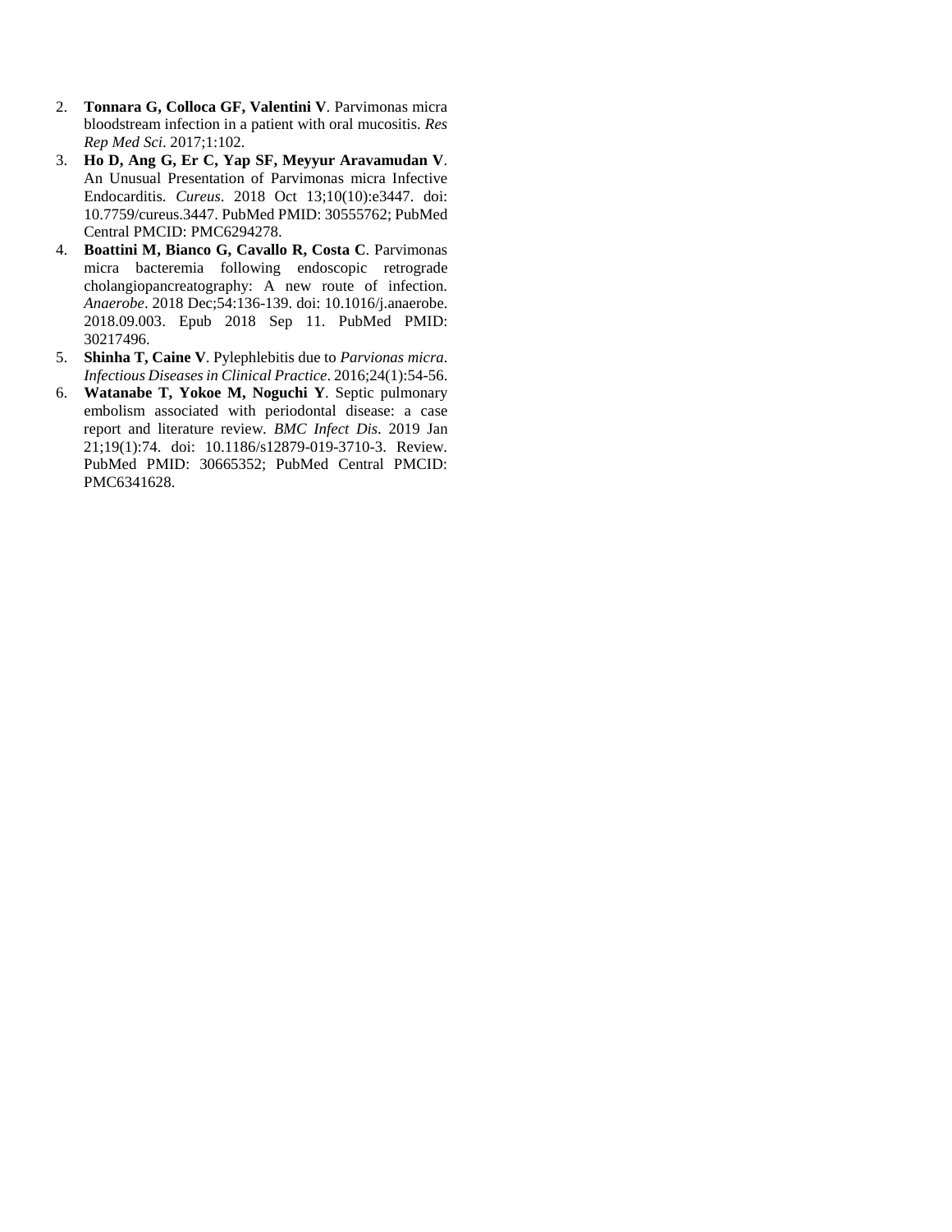2. **Tonnara G, Colloca GF, Valentini V**. Parvimonas micra bloodstream infection in a patient with oral mucositis. *Res Rep Med Sci*. 2017;1:102.
3. **Ho D, Ang G, Er C, Yap SF, Meyyur Aravamudan V**. An Unusual Presentation of Parvimonas micra Infective Endocarditis. *Cureus*. 2018 Oct 13;10(10):e3447. doi: 10.7759/cureus.3447. PubMed PMID: 30555762; PubMed Central PMCID: PMC6294278.
4. **Boattini M, Bianco G, Cavallo R, Costa C**. Parvimonas micra bacteremia following endoscopic retrograde cholangiopancreatography: A new route of infection. *Anaerobe*. 2018 Dec;54:136-139. doi: 10.1016/j.anaerobe. 2018.09.003. Epub 2018 Sep 11. PubMed PMID: 30217496.
5. **Shinha T, Caine V**. Pylephlebitis due to *Parvionas micra*. *Infectious Diseases in Clinical Practice*. 2016;24(1):54-56.
6. **Watanabe T, Yokoe M, Noguchi Y**. Septic pulmonary embolism associated with periodontal disease: a case report and literature review. *BMC Infect Dis*. 2019 Jan 21;19(1):74. doi: 10.1186/s12879-019-3710-3. Review. PubMed PMID: 30665352; PubMed Central PMCID: PMC6341628.